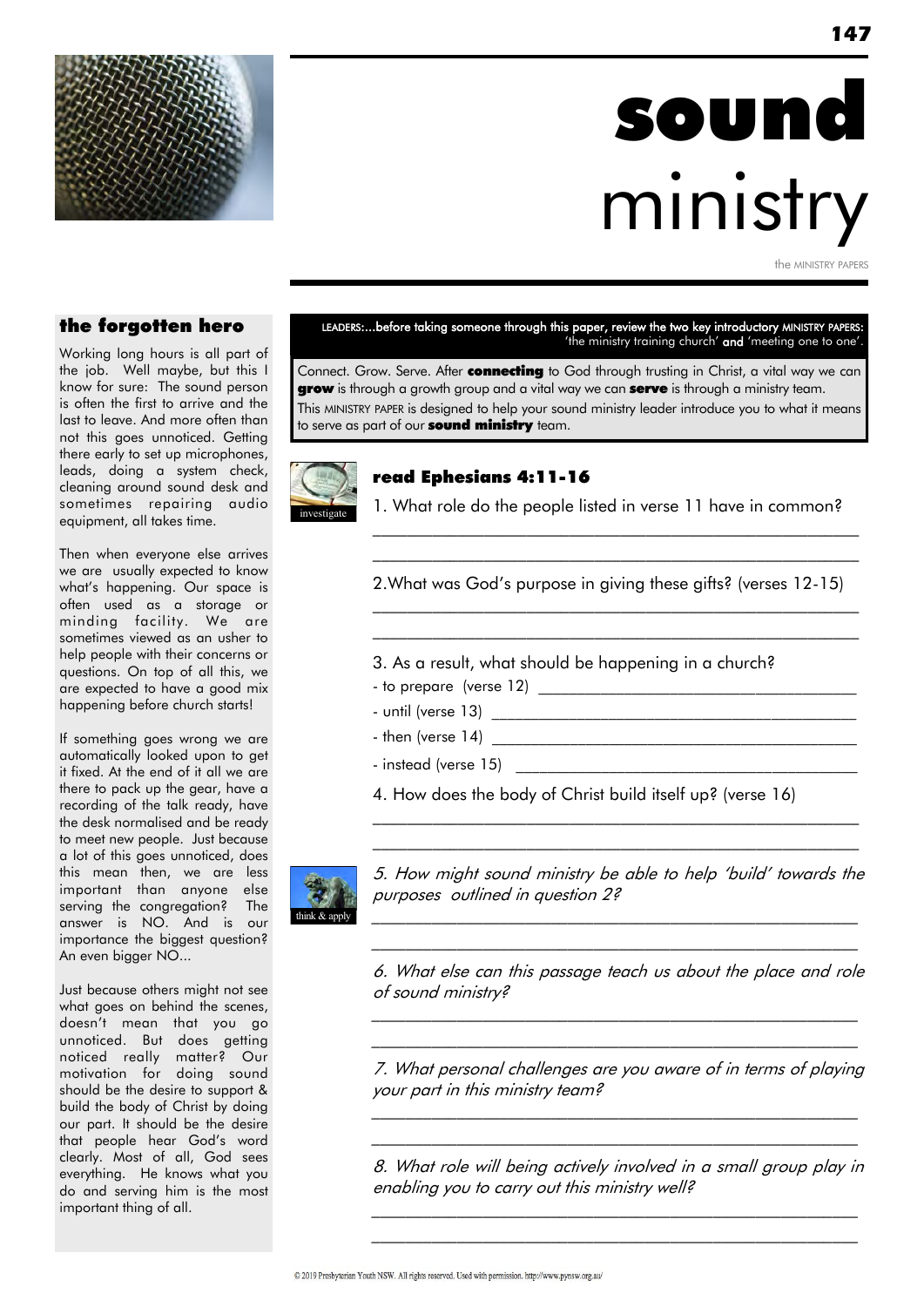# sound ministry

the MINISTRY PAPERS

## the forgotten hero

Working long hours is all part of the job. Well maybe, but this I know for sure: The sound person is often the first to arrive and the last to leave. And more often than not this goes unnoticed. Getting there early to set up microphones, leads, doing a system check, cleaning around sound desk and sometimes repairing audio equipment, all takes time.

Then when everyone else arrives we are usually expected to know what's happening. Our space is often used as a storage or minding facility. We are sometimes viewed as an usher to help people with their concerns or questions. On top of all this, we are expected to have a good mix happening before church starts!

If something goes wrong we are automatically looked upon to get it fixed. At the end of it all we are there to pack up the gear, have a recording of the talk ready, have the desk normalised and be ready to meet new people. Just because a lot of this goes unnoticed, does this mean then, we are less important than anyone else serving the congregation? The answer is NO. And is our importance the biggest question? An even bigger NO...

Just because others might not see what goes on behind the scenes, doesn't mean that you go unnoticed. But does getting noticed really matter? Our motivation for doing sound should be the desire to support & build the body of Christ by doing our part. It should be the desire that people hear God's word clearly. Most of all, God sees everything. He knows what you do and serving him is the most important thing of all.

LEADERS:...before taking someone through this paper, review the two key introductory MINISTRY PAPERS: 'the ministry training church' **and** 'meeting one to one'.

Connect. Grow. Serve. After **connecting** to God through trusting in Christ, a vital way we can **grow** is through a growth group and a vital way we can **serve** is through a ministry team.
This MINISTRY PAPER is designed to help your sound ministry leader introduce you to what it means to serve as part of our **sound ministry** team.

investigate

### read Ephesians 4:11-16

1. What role do the people listed in verse 11 have in common?

______________________________________________

2. What was God's purpose in giving these gifts? (verses 12-15)

______________________________________________

3. As a result, what should be happening in a church?

- to prepare (verse 12) ______________________
- until (verse 13) ______________________
- then (verse 14) ______________________
- instead (verse 15) ______________________

4. How does the body of Christ build itself up? (verse 16)

______________________________________________

think & apply

*5. How might sound ministry be able to help 'build' towards the purposes outlined in question 2?*

______________________________________________

*6. What else can this passage teach us about the place and role of sound ministry?*

______________________________________________

*7. What personal challenges are you aware of in terms of playing your part in this ministry team?*

______________________________________________

*8. What role will being actively involved in a small group play in enabling you to carry out this ministry well?*

______________________________________________

© 2019 Presbyterian Youth NSW. All rights reserved. Used with permission. http://www.pynsw.org.au/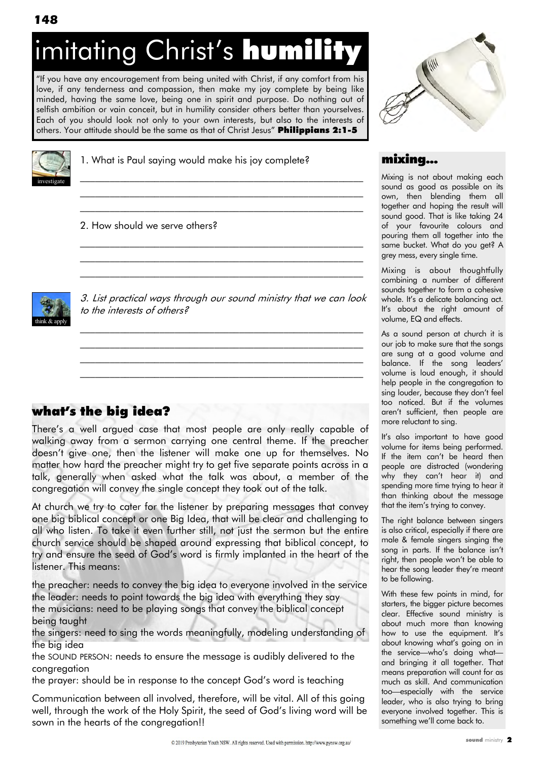# imitating Christ's **humility**

"If you have any encouragement from being united with Christ, if any comfort from his love, if any tenderness and compassion, then make my joy complete by being like minded, having the same love, being one in spirit and purpose. Do nothing out of selfish ambition or vain conceit, but in humility consider others better than yourselves. Each of you should look not only to your own interests, but also to the interests of others. Your attitude should be the same as that of Christ Jesus" **Philippians 2:1-5**

investigate

1. What is Paul saying would make his joy complete?

______________________________________________________

______________________________________________________

______________________________________________________

2. How should we serve others?

______________________________________________________

______________________________________________________

______________________________________________________

think & apply

*3. List practical ways through our sound ministry that we can look to the interests of others?*

______________________________________________________

______________________________________________________

______________________________________________________

______________________________________________________

## what's the big idea?

There's a well argued case that most people are only really capable of walking away from a sermon carrying one central theme. If the preacher doesn't give one, then the listener will make one up for themselves. No matter how hard the preacher might try to get five separate points across in a talk, generally when asked what the talk was about, a member of the congregation will convey the single concept they took out of the talk.

At church we try to cater for the listener by preparing messages that convey one big biblical concept or one Big Idea, that will be clear and challenging to all who listen. To take it even further still, not just the sermon but the entire church service should be shaped around expressing that biblical concept, to try and ensure the seed of God's word is firmly implanted in the heart of the listener. This means:

the preacher: needs to convey the big idea to everyone involved in the service
the leader: needs to point towards the big idea with everything they say
the musicians: need to be playing songs that convey the biblical concept being taught
the singers: need to sing the words meaningfully, modeling understanding of the big idea
the SOUND PERSON: needs to ensure the message is audibly delivered to the congregation
the prayer: should be in response to the concept God's word is teaching

Communication between all involved, therefore, will be vital. All of this going well, through the work of the Holy Spirit, the seed of God's living word will be sown in the hearts of the congregation!!

## mixing...

Mixing is not about making each sound as good as possible on its own, then blending them all together and hoping the result will sound good. That is like taking 24 of your favourite colours and pouring them all together into the same bucket. What do you get? A grey mess, every single time.

Mixing is about thoughtfully combining a number of different sounds together to form a cohesive whole. It's a delicate balancing act. It's about the right amount of volume, EQ and effects.

As a sound person at church it is our job to make sure that the songs are sung at a good volume and balance. If the song leaders' volume is loud enough, it should help people in the congregation to sing louder, because they don't feel too noticed. But if the volumes aren't sufficient, then people are more reluctant to sing.

It's also important to have good volume for items being performed. If the item can't be heard then people are distracted (wondering why they can't hear it) and spending more time trying to hear it than thinking about the message that the item's trying to convey.

The right balance between singers is also critical, especially if there are male & female singers singing the song in parts. If the balance isn't right, then people won't be able to hear the song leader they're meant to be following.

With these few points in mind, for starters, the bigger picture becomes clear. Effective sound ministry is about much more than knowing how to use the equipment. It's about knowing what's going on in the service—who's doing what—and bringing it all together. That means preparation will count for as much as skill. And communication too—especially with the service leader, who is also trying to bring everyone involved together. This is something we'll come back to.

© 2019 Presbyterian Youth NSW. All rights reserved. Used with permission. http://www.pynsw.org.au/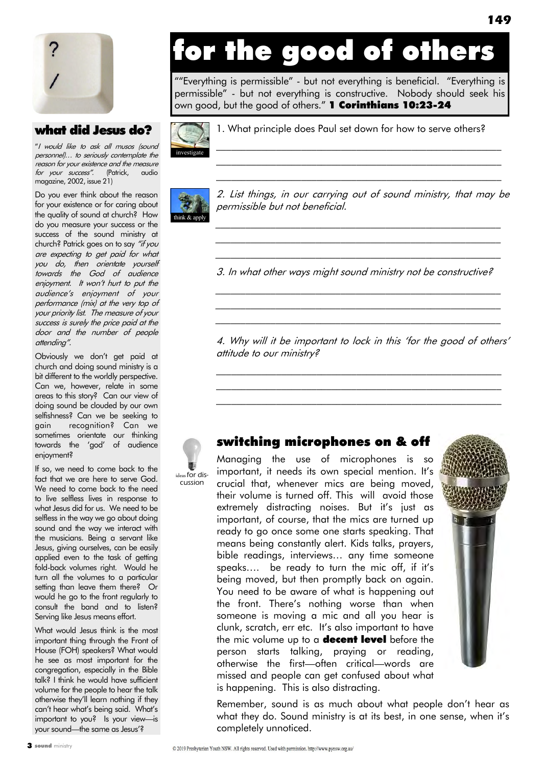# for the good of others

""Everything is permissible" - but not everything is beneficial. "Everything is permissible" - but not everything is constructive. Nobody should seek his own good, but the good of others." **1 Corinthians 10:23-24**

investigate

1. What principle does Paul set down for how to serve others?

______________________________________________

______________________________________________

______________________________________________

think & apply

*2. List things, in our carrying out of sound ministry, that may be permissible but not beneficial.*

______________________________________________

______________________________________________

______________________________________________

*3. In what other ways might sound ministry not be constructive?*

______________________________________________

______________________________________________

______________________________________________

*4. Why will it be important to lock in this 'for the good of others' attitude to our ministry?*

______________________________________________

______________________________________________

______________________________________________

## what did Jesus do?

"*I would like to ask all musos (sound personnel)… to seriously contemplate the reason for your existence and the measure for your success".* (Patrick, audio magazine, 2002, issue 21)

Do you ever think about the reason for your existence or for caring about the quality of sound at church? How do you measure your success or the success of the sound ministry at church? Patrick goes on to say *"if you are expecting to get paid for what you do, then orientate yourself towards the God of audience enjoyment. It won't hurt to put the audience's enjoyment of your performance (mix) at the very top of your priority list. The measure of your success is surely the price paid at the door and the number of people attending".*

Obviously we don't get paid at church and doing sound ministry is a bit different to the worldly perspective. Can we, however, relate in some areas to this story? Can our view of doing sound be clouded by our own selfishness? Can we be seeking to gain recognition? Can we sometimes orientate our thinking towards the 'god' of audience enjoyment?

If so, we need to come back to the fact that we are here to serve God. We need to come back to the need to live selfless lives in response to what Jesus did for us. We need to be selfless in the way we go about doing sound and the way we interact with the musicians. Being a servant like Jesus, giving ourselves, can be easily applied even to the task of getting fold-back volumes right. Would he turn all the volumes to a particular setting than leave them there? Or would he go to the front regularly to consult the band and to listen? Serving like Jesus means effort.

What would Jesus think is the most important thing through the Front of House (FOH) speakers? What would he see as most important for the congregation, especially in the Bible talk? I think he would have sufficient volume for the people to hear the talk otherwise they'll learn nothing if they can't hear what's being said. What's important to you? Is your view—is your sound—the same as Jesus'?

## switching microphones on & off

ideas for discussion

Managing the use of microphones is so important, it needs its own special mention. It's crucial that, whenever mics are being moved, their volume is turned off. This will avoid those extremely distracting noises. But it's just as important, of course, that the mics are turned up ready to go once some one starts speaking. That means being constantly alert. Kids talks, prayers, bible readings, interviews… any time someone speaks…. be ready to turn the mic off, if it's being moved, but then promptly back on again. You need to be aware of what is happening out the front. There's nothing worse than when someone is moving a mic and all you hear is clunk, scratch, err etc. It's also important to have the mic volume up to a **decent level** before the person starts talking, praying or reading, otherwise the first—often critical—words are missed and people can get confused about what is happening. This is also distracting.

Remember, sound is as much about what people don't hear as what they do. Sound ministry is at its best, in one sense, when it's completely unnoticed.

© 2019 Presbyterian Youth NSW. All rights reserved. Used with permission. http://www.pynsw.org.au/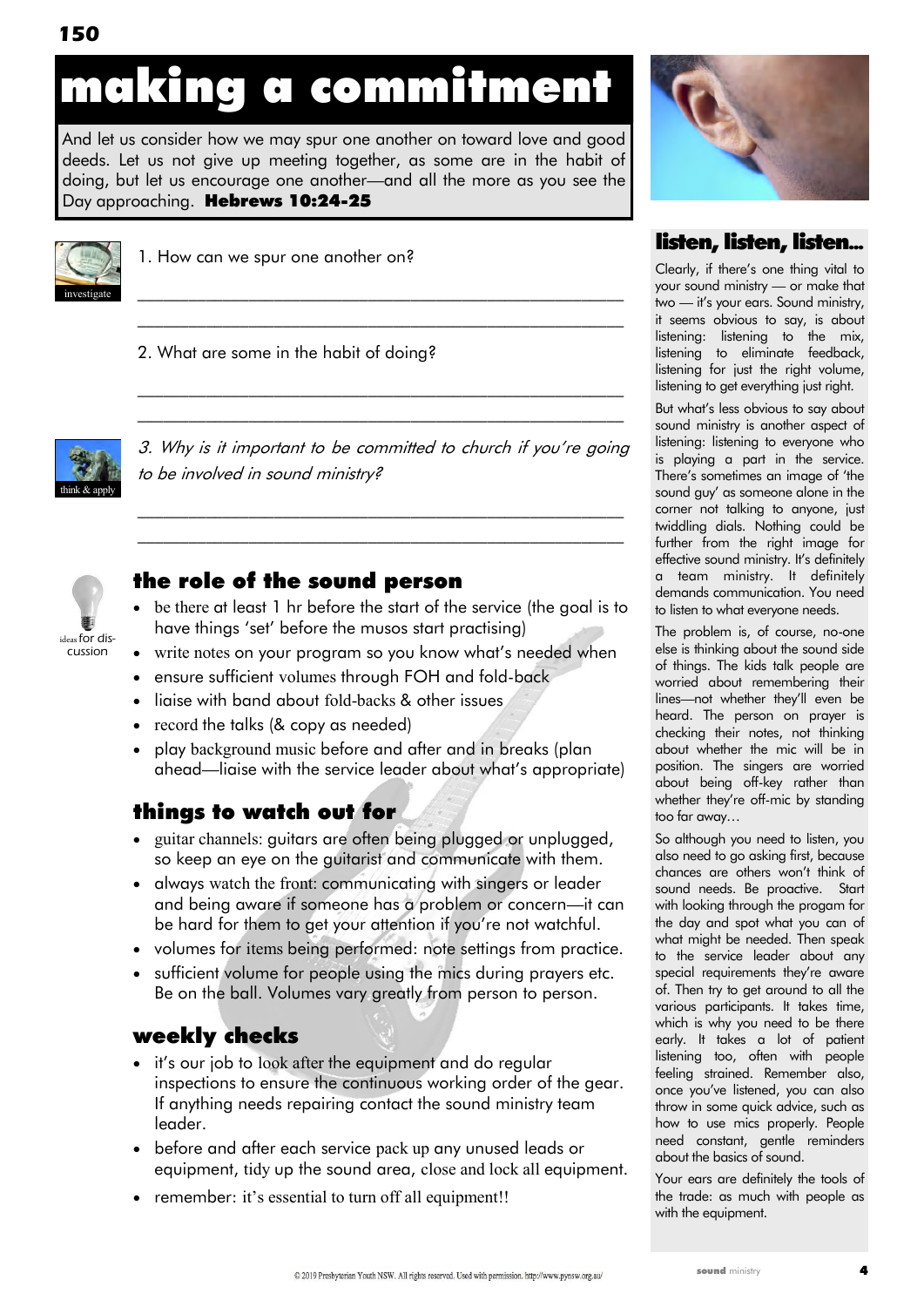# making a commitment

And let us consider how we may spur one another on toward love and good deeds. Let us not give up meeting together, as some are in the habit of doing, but let us encourage one another—and all the more as you see the Day approaching. **Hebrews 10:24-25**

investigate

1. How can we spur one another on?

______________________________________________________

______________________________________________________

2. What are some in the habit of doing?

______________________________________________________

______________________________________________________

think & apply

*3. Why is it important to be committed to church if you're going to be involved in sound ministry?*

______________________________________________________

______________________________________________________

ideas for discussion

## the role of the sound person

- be there at least 1 hr before the start of the service (the goal is to have things 'set' before the musos start practising)
- write notes on your program so you know what's needed when
- ensure sufficient volumes through FOH and fold-back
- liaise with band about fold-backs & other issues
- record the talks (& copy as needed)
- play background music before and after and in breaks (plan ahead—liaise with the service leader about what's appropriate)

## things to watch out for

- guitar channels: guitars are often being plugged or unplugged, so keep an eye on the guitarist and communicate with them.
- always watch the front: communicating with singers or leader and being aware if someone has a problem or concern—it can be hard for them to get your attention if you're not watchful.
- volumes for items being performed: note settings from practice.
- sufficient volume for people using the mics during prayers etc. Be on the ball. Volumes vary greatly from person to person.

## weekly checks

- it's our job to look after the equipment and do regular inspections to ensure the continuous working order of the gear. If anything needs repairing contact the sound ministry team leader.
- before and after each service pack up any unused leads or equipment, tidy up the sound area, close and lock all equipment.
- remember: it's essential to turn off all equipment!!

## listen, listen, listen...

Clearly, if there's one thing vital to your sound ministry — or make that two — it's your ears. Sound ministry, it seems obvious to say, is about listening: listening to the mix, listening to eliminate feedback, listening for just the right volume, listening to get everything just right.

But what's less obvious to say about sound ministry is another aspect of listening: listening to everyone who is playing a part in the service. There's sometimes an image of 'the sound guy' as someone alone in the corner not talking to anyone, just twiddling dials. Nothing could be further from the right image for effective sound ministry. It's definitely a team ministry. It definitely demands communication. You need to listen to what everyone needs.

The problem is, of course, no-one else is thinking about the sound side of things. The kids talk people are worried about remembering their lines—not whether they'll even be heard. The person on prayer is checking their notes, not thinking about whether the mic will be in position. The singers are worried about being off-key rather than whether they're off-mic by standing too far away…

So although you need to listen, you also need to go asking first, because chances are others won't think of sound needs. Be proactive. Start with looking through the progam for the day and spot what you can of what might be needed. Then speak to the service leader about any special requirements they're aware of. Then try to get around to all the various participants. It takes time, which is why you need to be there early. It takes a lot of patient listening too, often with people feeling strained. Remember also, once you've listened, you can also throw in some quick advice, such as how to use mics properly. People need constant, gentle reminders about the basics of sound.

Your ears are definitely the tools of the trade: as much with people as with the equipment.

© 2019 Presbyterian Youth NSW. All rights reserved. Used with permission. http://www.pynsw.org.au/